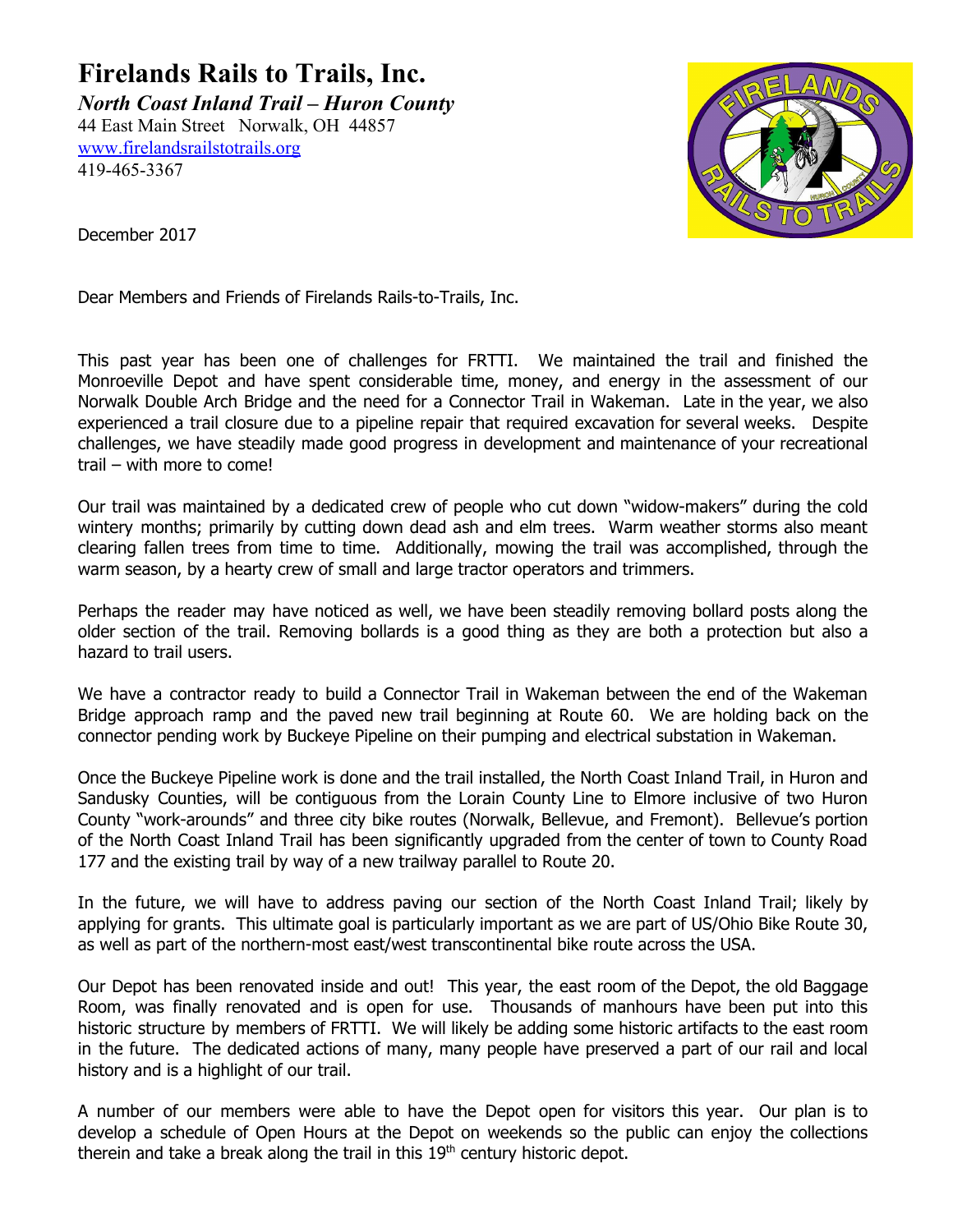# Firelands Rails to Trails, Inc.

***North Coast Inland Trail – Huron County***

44 East Main Street   Norwalk, OH  44857

[www.firelandsrailstotrails.org](http://www.firelandsrailstotrails.org)

419-465-3367

December 2017

Dear Members and Friends of Firelands Rails-to-Trails, Inc.

This past year has been one of challenges for FRTTI. We maintained the trail and finished the Monroeville Depot and have spent considerable time, money, and energy in the assessment of our Norwalk Double Arch Bridge and the need for a Connector Trail in Wakeman. Late in the year, we also experienced a trail closure due to a pipeline repair that required excavation for several weeks. Despite challenges, we have steadily made good progress in development and maintenance of your recreational trail – with more to come!

Our trail was maintained by a dedicated crew of people who cut down "widow-makers" during the cold wintery months; primarily by cutting down dead ash and elm trees. Warm weather storms also meant clearing fallen trees from time to time. Additionally, mowing the trail was accomplished, through the warm season, by a hearty crew of small and large tractor operators and trimmers.

Perhaps the reader may have noticed as well, we have been steadily removing bollard posts along the older section of the trail. Removing bollards is a good thing as they are both a protection but also a hazard to trail users.

We have a contractor ready to build a Connector Trail in Wakeman between the end of the Wakeman Bridge approach ramp and the paved new trail beginning at Route 60. We are holding back on the connector pending work by Buckeye Pipeline on their pumping and electrical substation in Wakeman.

Once the Buckeye Pipeline work is done and the trail installed, the North Coast Inland Trail, in Huron and Sandusky Counties, will be contiguous from the Lorain County Line to Elmore inclusive of two Huron County "work-arounds" and three city bike routes (Norwalk, Bellevue, and Fremont). Bellevue's portion of the North Coast Inland Trail has been significantly upgraded from the center of town to County Road 177 and the existing trail by way of a new trailway parallel to Route 20.

In the future, we will have to address paving our section of the North Coast Inland Trail; likely by applying for grants. This ultimate goal is particularly important as we are part of US/Ohio Bike Route 30, as well as part of the northern-most east/west transcontinental bike route across the USA.

Our Depot has been renovated inside and out! This year, the east room of the Depot, the old Baggage Room, was finally renovated and is open for use. Thousands of manhours have been put into this historic structure by members of FRTTI. We will likely be adding some historic artifacts to the east room in the future. The dedicated actions of many, many people have preserved a part of our rail and local history and is a highlight of our trail.

A number of our members were able to have the Depot open for visitors this year. Our plan is to develop a schedule of Open Hours at the Depot on weekends so the public can enjoy the collections therein and take a break along the trail in this 19th century historic depot.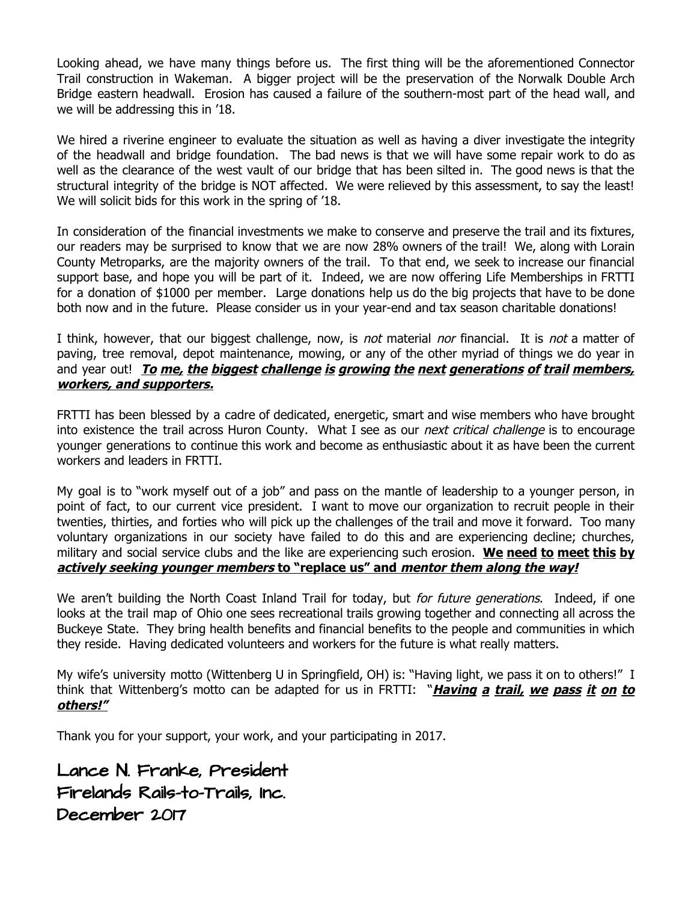Looking ahead, we have many things before us. The first thing will be the aforementioned Connector Trail construction in Wakeman. A bigger project will be the preservation of the Norwalk Double Arch Bridge eastern headwall. Erosion has caused a failure of the southern-most part of the head wall, and we will be addressing this in '18.

We hired a riverine engineer to evaluate the situation as well as having a diver investigate the integrity of the headwall and bridge foundation. The bad news is that we will have some repair work to do as well as the clearance of the west vault of our bridge that has been silted in. The good news is that the structural integrity of the bridge is NOT affected. We were relieved by this assessment, to say the least! We will solicit bids for this work in the spring of '18.

In consideration of the financial investments we make to conserve and preserve the trail and its fixtures, our readers may be surprised to know that we are now 28% owners of the trail! We, along with Lorain County Metroparks, are the majority owners of the trail. To that end, we seek to increase our financial support base, and hope you will be part of it. Indeed, we are now offering Life Memberships in FRTTI for a donation of $1000 per member. Large donations help us do the big projects that have to be done both now and in the future. Please consider us in your year-end and tax season charitable donations!

I think, however, that our biggest challenge, now, is *not* material *nor* financial. It is *not* a matter of paving, tree removal, depot maintenance, mowing, or any of the other myriad of things we do year in and year out! ***To me, the biggest challenge is growing the next generations of trail members, workers, and supporters.***

FRTTI has been blessed by a cadre of dedicated, energetic, smart and wise members who have brought into existence the trail across Huron County. What I see as our *next critical challenge* is to encourage younger generations to continue this work and become as enthusiastic about it as have been the current workers and leaders in FRTTI.

My goal is to "work myself out of a job" and pass on the mantle of leadership to a younger person, in point of fact, to our current vice president. I want to move our organization to recruit people in their twenties, thirties, and forties who will pick up the challenges of the trail and move it forward. Too many voluntary organizations in our society have failed to do this and are experiencing decline; churches, military and social service clubs and the like are experiencing such erosion. **We need to meet this by *actively seeking younger members* to "replace us" and *mentor them along the way!***

We aren't building the North Coast Inland Trail for today, but *for future generations*. Indeed, if one looks at the trail map of Ohio one sees recreational trails growing together and connecting all across the Buckeye State. They bring health benefits and financial benefits to the people and communities in which they reside. Having dedicated volunteers and workers for the future is what really matters.

My wife's university motto (Wittenberg U in Springfield, OH) is: "Having light, we pass it on to others!" I think that Wittenberg's motto can be adapted for us in FRTTI: "***Having a trail, we pass it on to others!"***

Thank you for your support, your work, and your participating in 2017.

Lance N. Franke, President
Firelands Rails-to-Trails, Inc.
December 2017